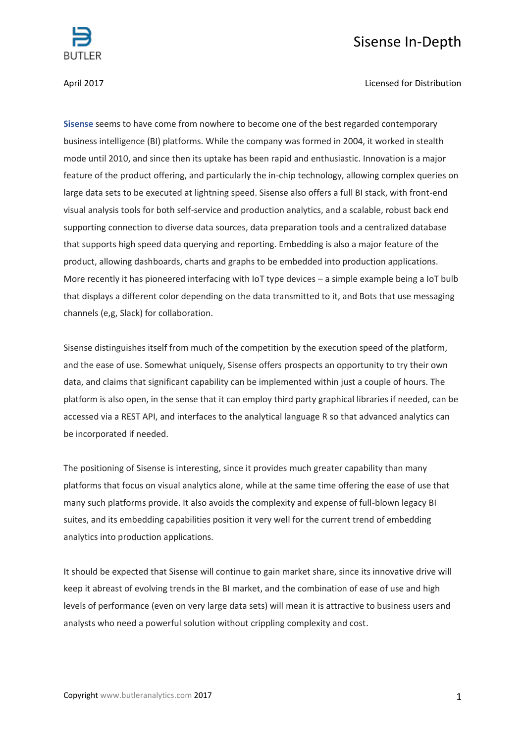# Sisense In-Depth

April 2017

Licensed for Distribution

**Sisense** seems to have come from nowhere to become one of the best regarded contemporary business intelligence (BI) platforms. While the company was formed in 2004, it worked in stealth mode until 2010, and since then its uptake has been rapid and enthusiastic. Innovation is a major feature of the product offering, and particularly the in-chip technology, allowing complex queries on large data sets to be executed at lightning speed. Sisense also offers a full BI stack, with front-end visual analysis tools for both self-service and production analytics, and a scalable, robust back end supporting connection to diverse data sources, data preparation tools and a centralized database that supports high speed data querying and reporting. Embedding is also a major feature of the product, allowing dashboards, charts and graphs to be embedded into production applications. More recently it has pioneered interfacing with IoT type devices – a simple example being a IoT bulb that displays a different color depending on the data transmitted to it, and Bots that use messaging channels (e,g, Slack) for collaboration.

Sisense distinguishes itself from much of the competition by the execution speed of the platform, and the ease of use. Somewhat uniquely, Sisense offers prospects an opportunity to try their own data, and claims that significant capability can be implemented within just a couple of hours. The platform is also open, in the sense that it can employ third party graphical libraries if needed, can be accessed via a REST API, and interfaces to the analytical language R so that advanced analytics can be incorporated if needed.

The positioning of Sisense is interesting, since it provides much greater capability than many platforms that focus on visual analytics alone, while at the same time offering the ease of use that many such platforms provide. It also avoids the complexity and expense of full-blown legacy BI suites, and its embedding capabilities position it very well for the current trend of embedding analytics into production applications.

It should be expected that Sisense will continue to gain market share, since its innovative drive will keep it abreast of evolving trends in the BI market, and the combination of ease of use and high levels of performance (even on very large data sets) will mean it is attractive to business users and analysts who need a powerful solution without crippling complexity and cost.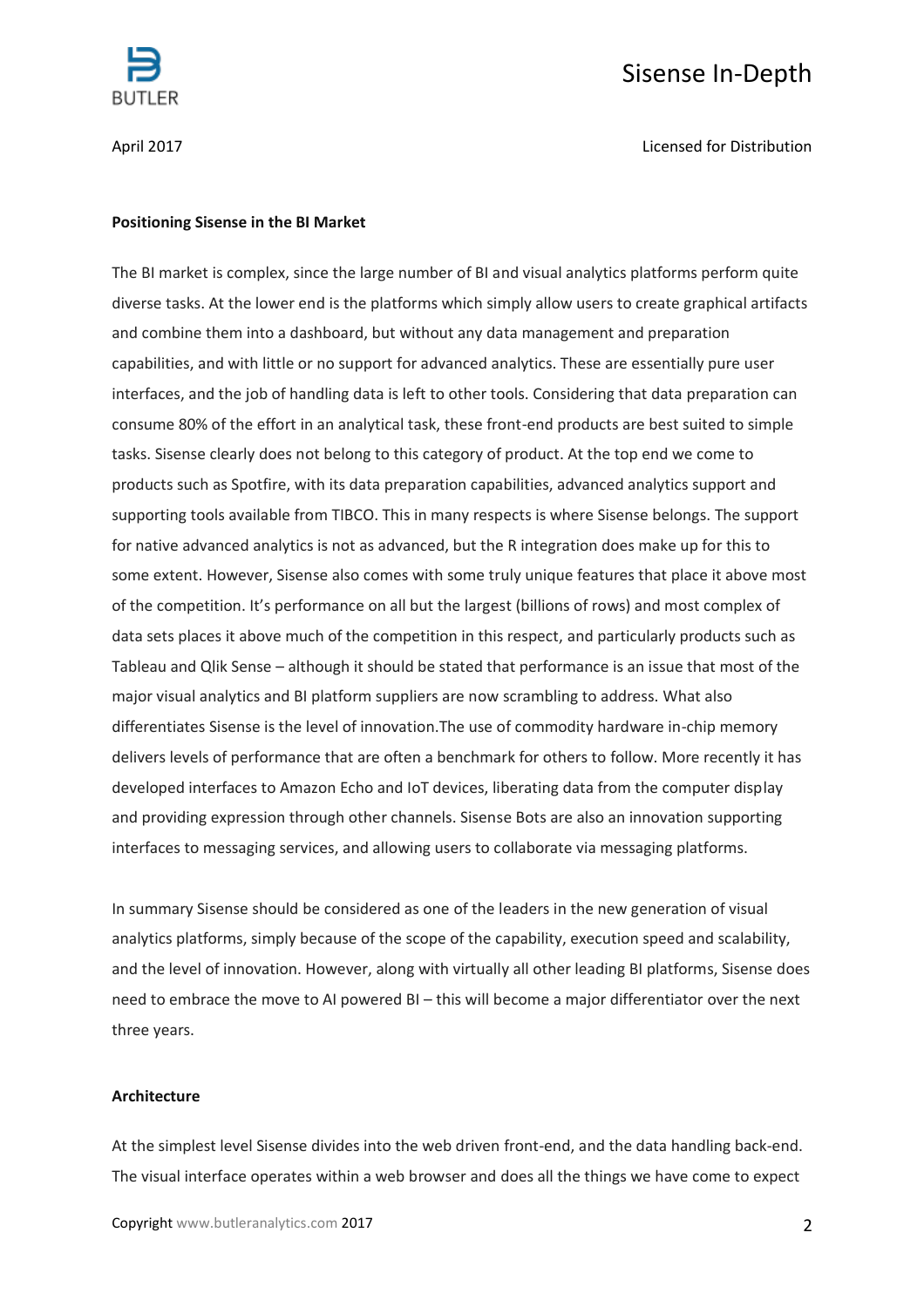**Positioning Sisense in the BI Market**

The BI market is complex, since the large number of BI and visual analytics platforms perform quite diverse tasks. At the lower end is the platforms which simply allow users to create graphical artifacts and combine them into a dashboard, but without any data management and preparation capabilities, and with little or no support for advanced analytics. These are essentially pure user interfaces, and the job of handling data is left to other tools. Considering that data preparation can consume 80% of the effort in an analytical task, these front-end products are best suited to simple tasks. Sisense clearly does not belong to this category of product. At the top end we come to products such as Spotfire, with its data preparation capabilities, advanced analytics support and supporting tools available from TIBCO. This in many respects is where Sisense belongs. The support for native advanced analytics is not as advanced, but the R integration does make up for this to some extent. However, Sisense also comes with some truly unique features that place it above most of the competition. It's performance on all but the largest (billions of rows) and most complex of data sets places it above much of the competition in this respect, and particularly products such as Tableau and Qlik Sense – although it should be stated that performance is an issue that most of the major visual analytics and BI platform suppliers are now scrambling to address. What also differentiates Sisense is the level of innovation.The use of commodity hardware in-chip memory delivers levels of performance that are often a benchmark for others to follow. More recently it has developed interfaces to Amazon Echo and IoT devices, liberating data from the computer display and providing expression through other channels. Sisense Bots are also an innovation supporting interfaces to messaging services, and allowing users to collaborate via messaging platforms.

In summary Sisense should be considered as one of the leaders in the new generation of visual analytics platforms, simply because of the scope of the capability, execution speed and scalability, and the level of innovation. However, along with virtually all other leading BI platforms, Sisense does need to embrace the move to AI powered BI – this will become a major differentiator over the next three years.

**Architecture**

At the simplest level Sisense divides into the web driven front-end, and the data handling back-end. The visual interface operates within a web browser and does all the things we have come to expect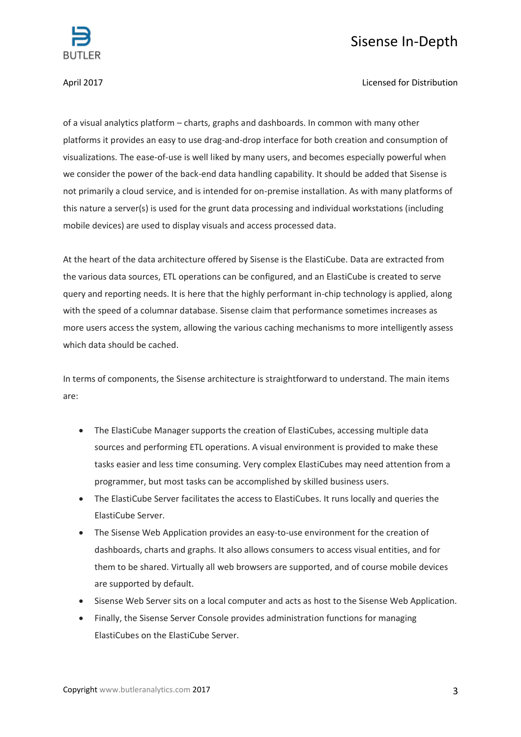of a visual analytics platform – charts, graphs and dashboards. In common with many other platforms it provides an easy to use drag-and-drop interface for both creation and consumption of visualizations. The ease-of-use is well liked by many users, and becomes especially powerful when we consider the power of the back-end data handling capability. It should be added that Sisense is not primarily a cloud service, and is intended for on-premise installation. As with many platforms of this nature a server(s) is used for the grunt data processing and individual workstations (including mobile devices) are used to display visuals and access processed data.

At the heart of the data architecture offered by Sisense is the ElastiCube. Data are extracted from the various data sources, ETL operations can be configured, and an ElastiCube is created to serve query and reporting needs. It is here that the highly performant in-chip technology is applied, along with the speed of a columnar database. Sisense claim that performance sometimes increases as more users access the system, allowing the various caching mechanisms to more intelligently assess which data should be cached.

In terms of components, the Sisense architecture is straightforward to understand. The main items are:

- The ElastiCube Manager supports the creation of ElastiCubes, accessing multiple data sources and performing ETL operations. A visual environment is provided to make these tasks easier and less time consuming. Very complex ElastiCubes may need attention from a programmer, but most tasks can be accomplished by skilled business users.
- The ElastiCube Server facilitates the access to ElastiCubes. It runs locally and queries the ElastiCube Server.
- The Sisense Web Application provides an easy-to-use environment for the creation of dashboards, charts and graphs. It also allows consumers to access visual entities, and for them to be shared. Virtually all web browsers are supported, and of course mobile devices are supported by default.
- Sisense Web Server sits on a local computer and acts as host to the Sisense Web Application.
- Finally, the Sisense Server Console provides administration functions for managing ElastiCubes on the ElastiCube Server.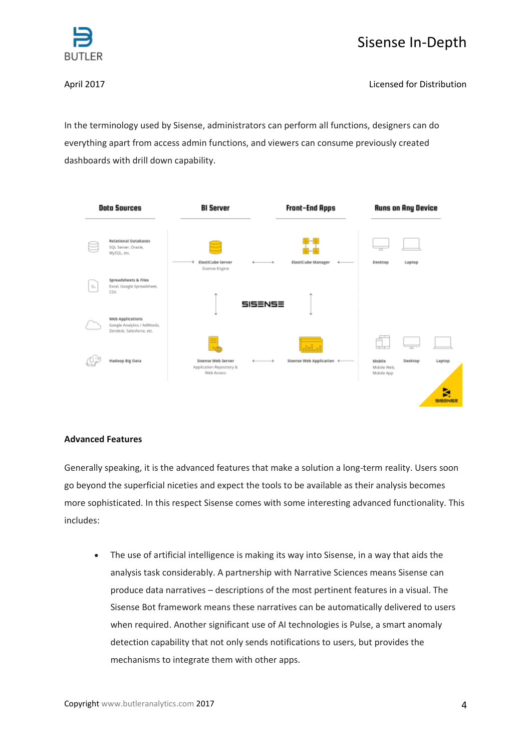In the terminology used by Sisense, administrators can perform all functions, designers can do everything apart from access admin functions, and viewers can consume previously created dashboards with drill down capability.

**Advanced Features**

Generally speaking, it is the advanced features that make a solution a long-term reality. Users soon go beyond the superficial niceties and expect the tools to be available as their analysis becomes more sophisticated. In this respect Sisense comes with some interesting advanced functionality. This includes:

- The use of artificial intelligence is making its way into Sisense, in a way that aids the analysis task considerably. A partnership with Narrative Sciences means Sisense can produce data narratives – descriptions of the most pertinent features in a visual. The Sisense Bot framework means these narratives can be automatically delivered to users when required. Another significant use of AI technologies is Pulse, a smart anomaly detection capability that not only sends notifications to users, but provides the mechanisms to integrate them with other apps.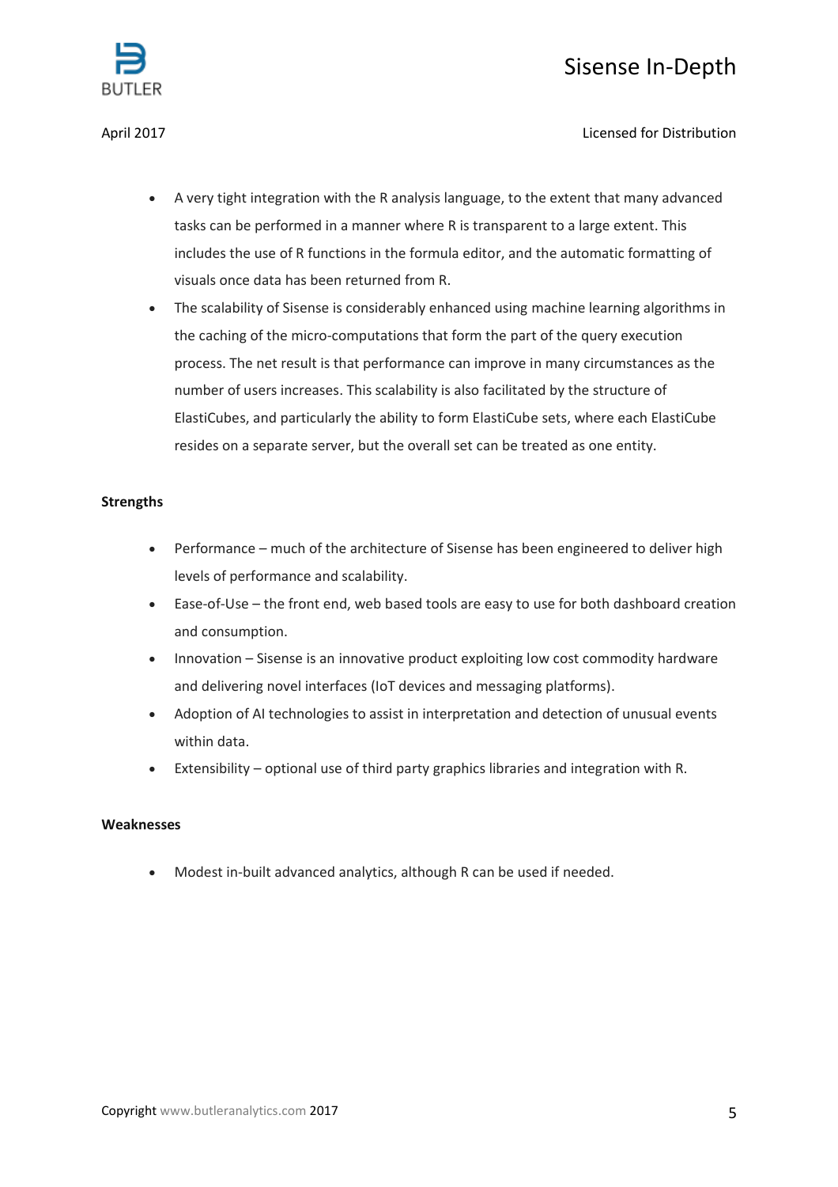- A very tight integration with the R analysis language, to the extent that many advanced tasks can be performed in a manner where R is transparent to a large extent. This includes the use of R functions in the formula editor, and the automatic formatting of visuals once data has been returned from R.
- The scalability of Sisense is considerably enhanced using machine learning algorithms in the caching of the micro-computations that form the part of the query execution process. The net result is that performance can improve in many circumstances as the number of users increases. This scalability is also facilitated by the structure of ElastiCubes, and particularly the ability to form ElastiCube sets, where each ElastiCube resides on a separate server, but the overall set can be treated as one entity.

**Strengths**

- Performance – much of the architecture of Sisense has been engineered to deliver high levels of performance and scalability.
- Ease-of-Use – the front end, web based tools are easy to use for both dashboard creation and consumption.
- Innovation – Sisense is an innovative product exploiting low cost commodity hardware and delivering novel interfaces (IoT devices and messaging platforms).
- Adoption of AI technologies to assist in interpretation and detection of unusual events within data.
- Extensibility – optional use of third party graphics libraries and integration with R.

**Weaknesses**

- Modest in-built advanced analytics, although R can be used if needed.